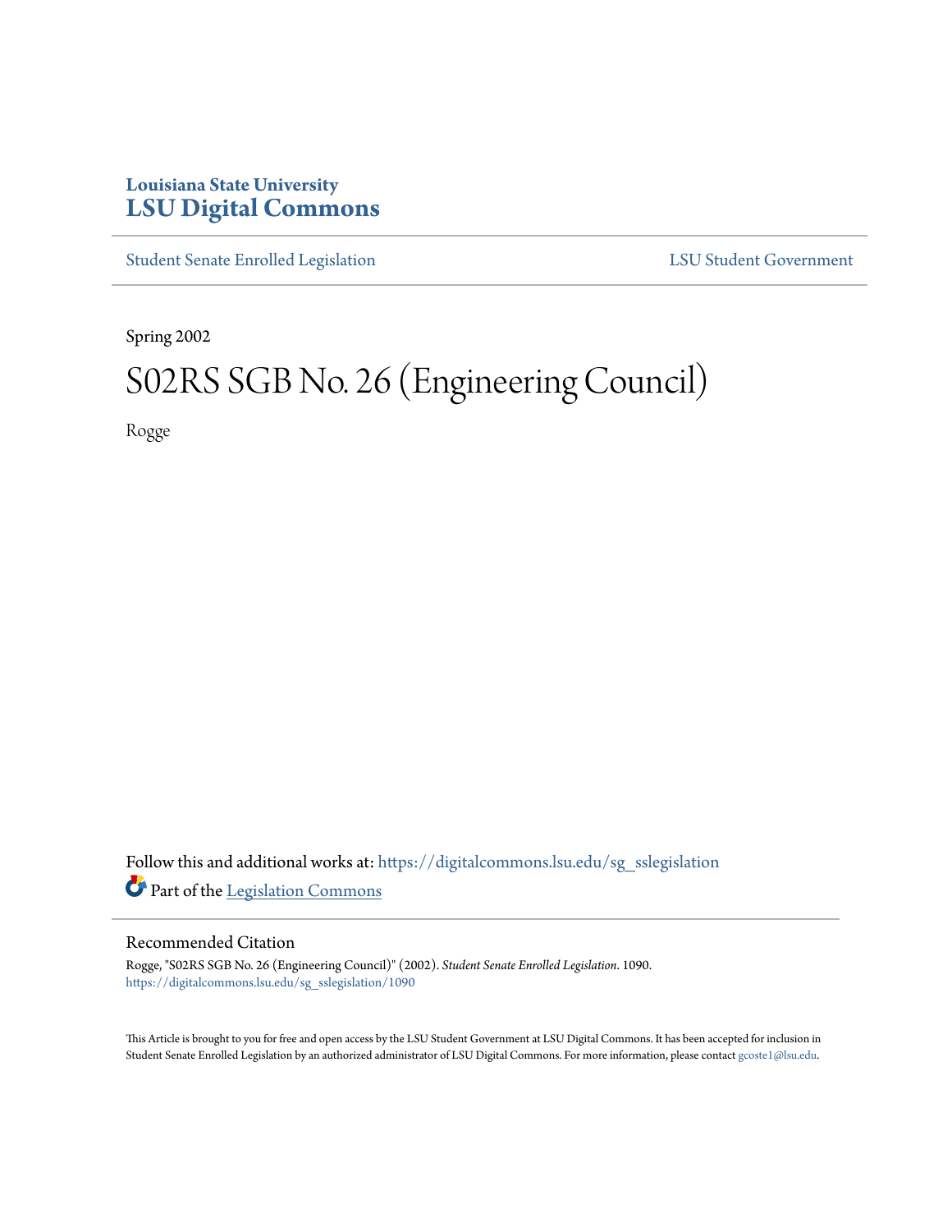Louisiana State University
# LSU Digital Commons

Student Senate Enrolled Legislation | LSU Student Government

Spring 2002

# S02RS SGB No. 26 (Engineering Council)

Rogge

Follow this and additional works at: https://digitalcommons.lsu.edu/sg_sslegislation

Part of the Legislation Commons

## Recommended Citation

Rogge, "S02RS SGB No. 26 (Engineering Council)" (2002). *Student Senate Enrolled Legislation*. 1090.
https://digitalcommons.lsu.edu/sg_sslegislation/1090

This Article is brought to you for free and open access by the LSU Student Government at LSU Digital Commons. It has been accepted for inclusion in Student Senate Enrolled Legislation by an authorized administrator of LSU Digital Commons. For more information, please contact gcoste1@lsu.edu.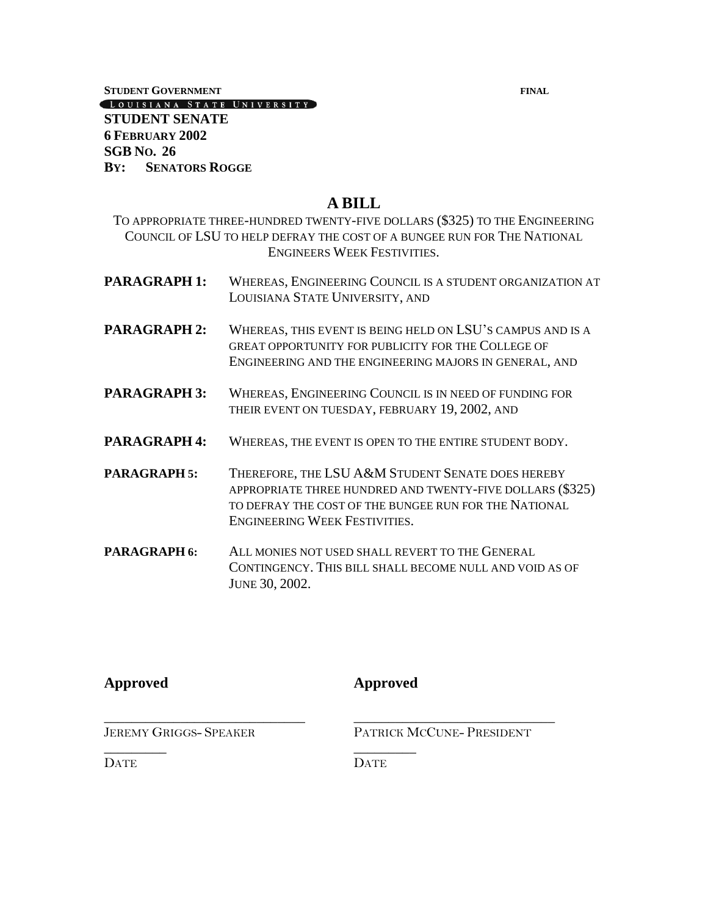**STUDENT GOVERNMENT** **FINAL**

LOUISIANA STATE UNIVERSITY

**STUDENT SENATE**
**6 FEBRUARY 2002**
**SGB NO. 26**
**BY: SENATORS ROGGE**

# A BILL

TO APPROPRIATE THREE-HUNDRED TWENTY-FIVE DOLLARS ($325) TO THE ENGINEERING COUNCIL OF LSU TO HELP DEFRAY THE COST OF A BUNGEE RUN FOR THE NATIONAL ENGINEERS WEEK FESTIVITIES.

**PARAGRAPH 1:** WHEREAS, ENGINEERING COUNCIL IS A STUDENT ORGANIZATION AT LOUISIANA STATE UNIVERSITY, AND

**PARAGRAPH 2:** WHEREAS, THIS EVENT IS BEING HELD ON LSU'S CAMPUS AND IS A GREAT OPPORTUNITY FOR PUBLICITY FOR THE COLLEGE OF ENGINEERING AND THE ENGINEERING MAJORS IN GENERAL, AND

**PARAGRAPH 3:** WHEREAS, ENGINEERING COUNCIL IS IN NEED OF FUNDING FOR THEIR EVENT ON TUESDAY, FEBRUARY 19, 2002, AND

**PARAGRAPH 4:** WHEREAS, THE EVENT IS OPEN TO THE ENTIRE STUDENT BODY.

**PARAGRAPH 5:** THEREFORE, THE LSU A&M STUDENT SENATE DOES HEREBY APPROPRIATE THREE HUNDRED AND TWENTY-FIVE DOLLARS ($325) TO DEFRAY THE COST OF THE BUNGEE RUN FOR THE NATIONAL ENGINEERING WEEK FESTIVITIES.

**PARAGRAPH 6:** ALL MONIES NOT USED SHALL REVERT TO THE GENERAL CONTINGENCY. THIS BILL SHALL BECOME NULL AND VOID AS OF JUNE 30, 2002.

**Approved**

____________________________
JEREMY GRIGGS- SPEAKER

_________
DATE

**Approved**

____________________________
PATRICK MCCUNE- PRESIDENT

_________
DATE